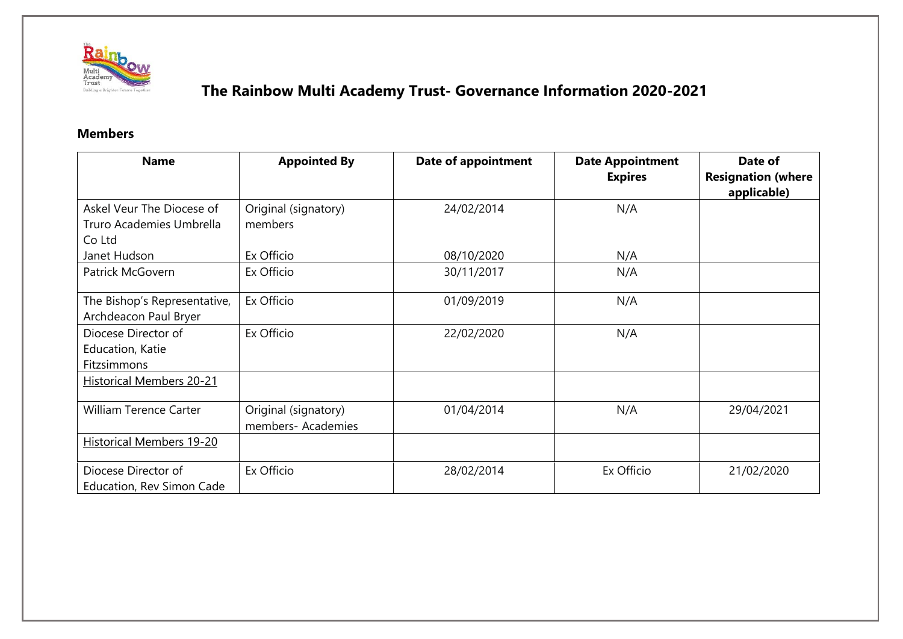# The Rainbow Multi Academy Trust- Governance Information 2020-2021

## Members

| Name | Appointed By | Date of appointment | Date Appointment Expires | Date of Resignation (where applicable) |
|---|---|---|---|---|
| Askel Veur The Diocese of Truro Academies Umbrella Co Ltd<br>Janet Hudson | Original (signatory) members<br>Ex Officio | 24/02/2014<br>08/10/2020 | N/A<br>N/A | |
| Patrick McGovern | Ex Officio | 30/11/2017 | N/A | |
| The Bishop's Representative, Archdeacon Paul Bryer | Ex Officio | 01/09/2019 | N/A | |
| Diocese Director of Education, Katie Fitzsimmons | Ex Officio | 22/02/2020 | N/A | |
| Historical Members 20-21 | | | | |
| William Terence Carter | Original (signatory) members- Academies | 01/04/2014 | N/A | 29/04/2021 |
| Historical Members 19-20 | | | | |
| Diocese Director of Education, Rev Simon Cade | Ex Officio | 28/02/2014 | Ex Officio | 21/02/2020 |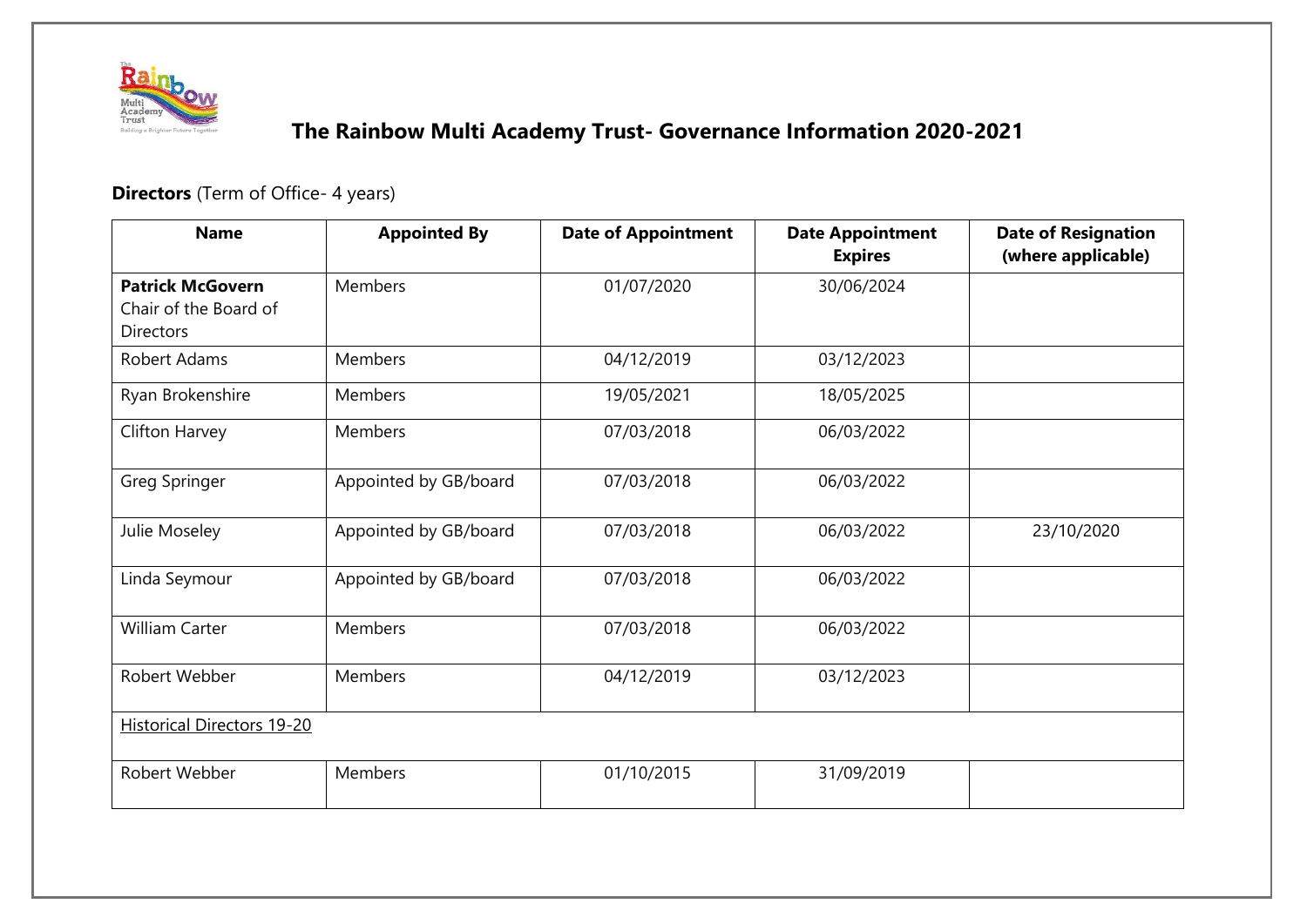# The Rainbow Multi Academy Trust- Governance Information 2020-2021

**Directors** (Term of Office- 4 years)

| Name | Appointed By | Date of Appointment | Date Appointment Expires | Date of Resignation (where applicable) |
|---|---|---|---|---|
| **Patrick McGovern** Chair of the Board of Directors | Members | 01/07/2020 | 30/06/2024 | |
| Robert Adams | Members | 04/12/2019 | 03/12/2023 | |
| Ryan Brokenshire | Members | 19/05/2021 | 18/05/2025 | |
| Clifton Harvey | Members | 07/03/2018 | 06/03/2022 | |
| Greg Springer | Appointed by GB/board | 07/03/2018 | 06/03/2022 | |
| Julie Moseley | Appointed by GB/board | 07/03/2018 | 06/03/2022 | 23/10/2020 |
| Linda Seymour | Appointed by GB/board | 07/03/2018 | 06/03/2022 | |
| William Carter | Members | 07/03/2018 | 06/03/2022 | |
| Robert Webber | Members | 04/12/2019 | 03/12/2023 | |
| Historical Directors 19-20 | | | | |
| Robert Webber | Members | 01/10/2015 | 31/09/2019 | |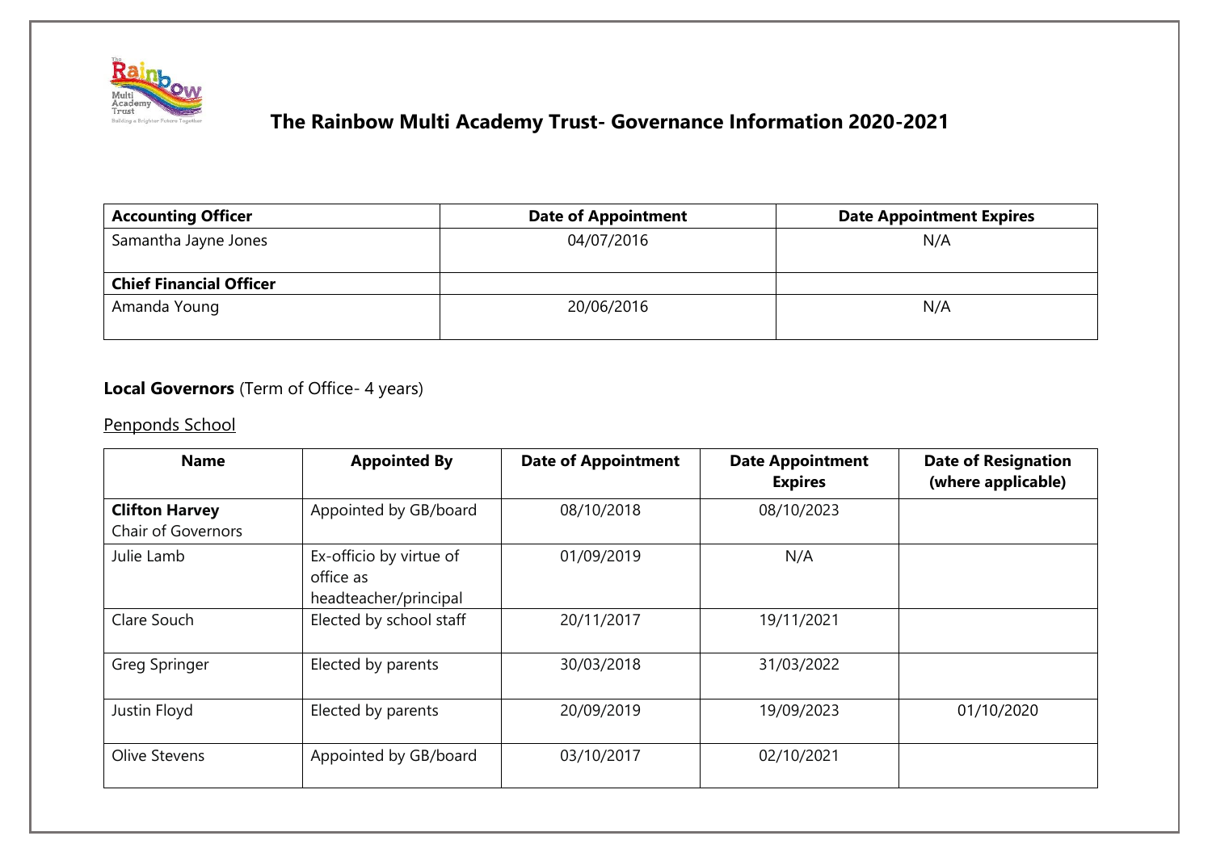# The Rainbow Multi Academy Trust- Governance Information 2020-2021

| Accounting Officer | Date of Appointment | Date Appointment Expires |
|---|---|---|
| Samantha Jayne Jones | 04/07/2016 | N/A |
| **Chief Financial Officer** | | |
| Amanda Young | 20/06/2016 | N/A |

**Local Governors** (Term of Office- 4 years)

Penponds School

| Name | Appointed By | Date of Appointment | Date Appointment Expires | Date of Resignation (where applicable) |
|---|---|---|---|---|
| **Clifton Harvey** Chair of Governors | Appointed by GB/board | 08/10/2018 | 08/10/2023 | |
| Julie Lamb | Ex-officio by virtue of office as headteacher/principal | 01/09/2019 | N/A | |
| Clare Souch | Elected by school staff | 20/11/2017 | 19/11/2021 | |
| Greg Springer | Elected by parents | 30/03/2018 | 31/03/2022 | |
| Justin Floyd | Elected by parents | 20/09/2019 | 19/09/2023 | 01/10/2020 |
| Olive Stevens | Appointed by GB/board | 03/10/2017 | 02/10/2021 | |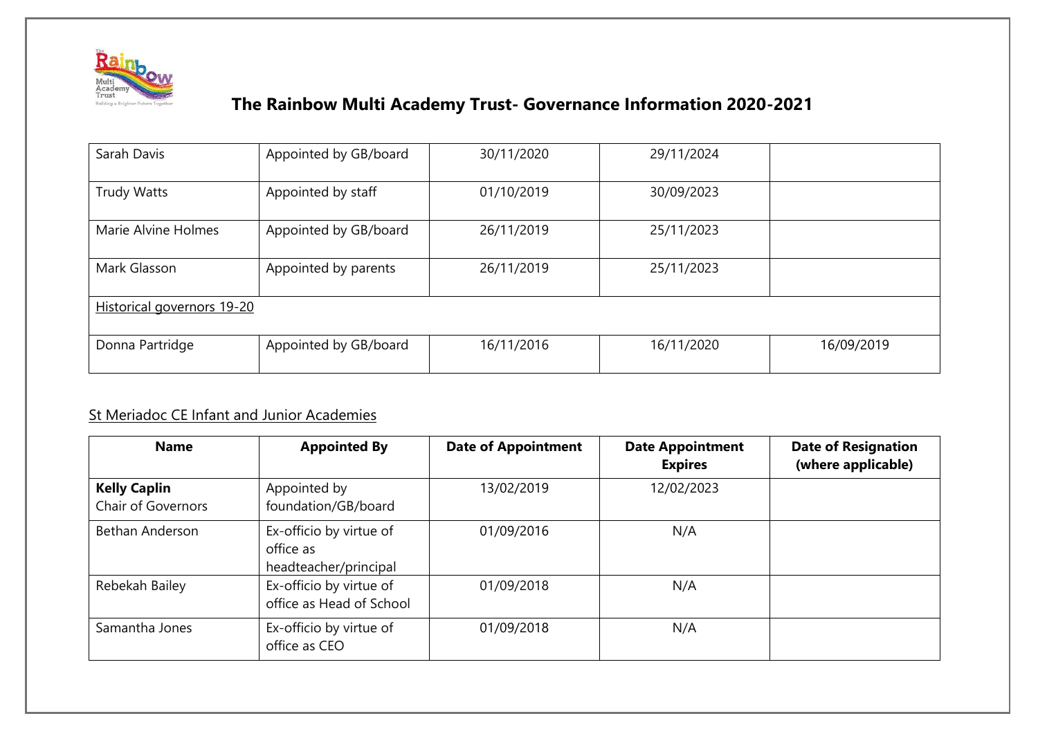# The Rainbow Multi Academy Trust- Governance Information 2020-2021

| | | | | |
|---|---|---|---|---|
| Sarah Davis | Appointed by GB/board | 30/11/2020 | 29/11/2024 | |
| Trudy Watts | Appointed by staff | 01/10/2019 | 30/09/2023 | |
| Marie Alvine Holmes | Appointed by GB/board | 26/11/2019 | 25/11/2023 | |
| Mark Glasson | Appointed by parents | 26/11/2019 | 25/11/2023 | |
| Historical governors 19-20 | | | | |
| Donna Partridge | Appointed by GB/board | 16/11/2016 | 16/11/2020 | 16/09/2019 |

## St Meriadoc CE Infant and Junior Academies

| Name | Appointed By | Date of Appointment | Date Appointment Expires | Date of Resignation (where applicable) |
|---|---|---|---|---|
| **Kelly Caplin** Chair of Governors | Appointed by foundation/GB/board | 13/02/2019 | 12/02/2023 | |
| Bethan Anderson | Ex-officio by virtue of office as headteacher/principal | 01/09/2016 | N/A | |
| Rebekah Bailey | Ex-officio by virtue of office as Head of School | 01/09/2018 | N/A | |
| Samantha Jones | Ex-officio by virtue of office as CEO | 01/09/2018 | N/A | |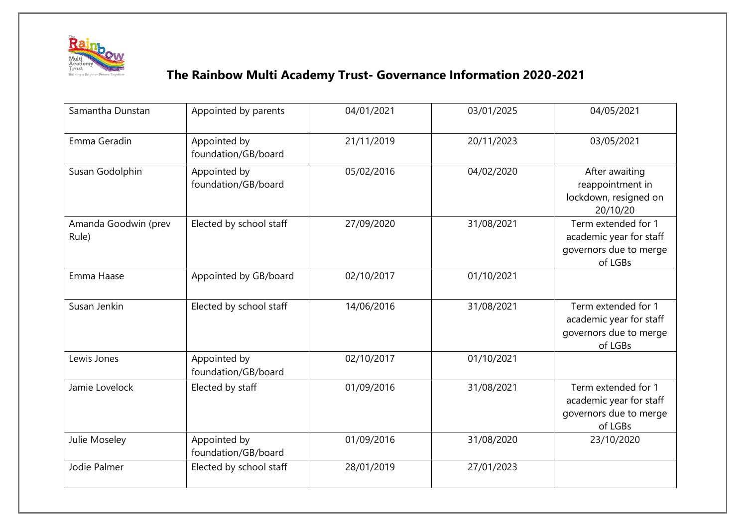# The Rainbow Multi Academy Trust- Governance Information 2020-2021

| | | | | |
|---|---|---|---|---|
| Samantha Dunstan | Appointed by parents | 04/01/2021 | 03/01/2025 | 04/05/2021 |
| Emma Geradin | Appointed by foundation/GB/board | 21/11/2019 | 20/11/2023 | 03/05/2021 |
| Susan Godolphin | Appointed by foundation/GB/board | 05/02/2016 | 04/02/2020 | After awaiting reappointment in lockdown, resigned on 20/10/20 |
| Amanda Goodwin (prev Rule) | Elected by school staff | 27/09/2020 | 31/08/2021 | Term extended for 1 academic year for staff governors due to merge of LGBs |
| Emma Haase | Appointed by GB/board | 02/10/2017 | 01/10/2021 | |
| Susan Jenkin | Elected by school staff | 14/06/2016 | 31/08/2021 | Term extended for 1 academic year for staff governors due to merge of LGBs |
| Lewis Jones | Appointed by foundation/GB/board | 02/10/2017 | 01/10/2021 | |
| Jamie Lovelock | Elected by staff | 01/09/2016 | 31/08/2021 | Term extended for 1 academic year for staff governors due to merge of LGBs |
| Julie Moseley | Appointed by foundation/GB/board | 01/09/2016 | 31/08/2020 | 23/10/2020 |
| Jodie Palmer | Elected by school staff | 28/01/2019 | 27/01/2023 | |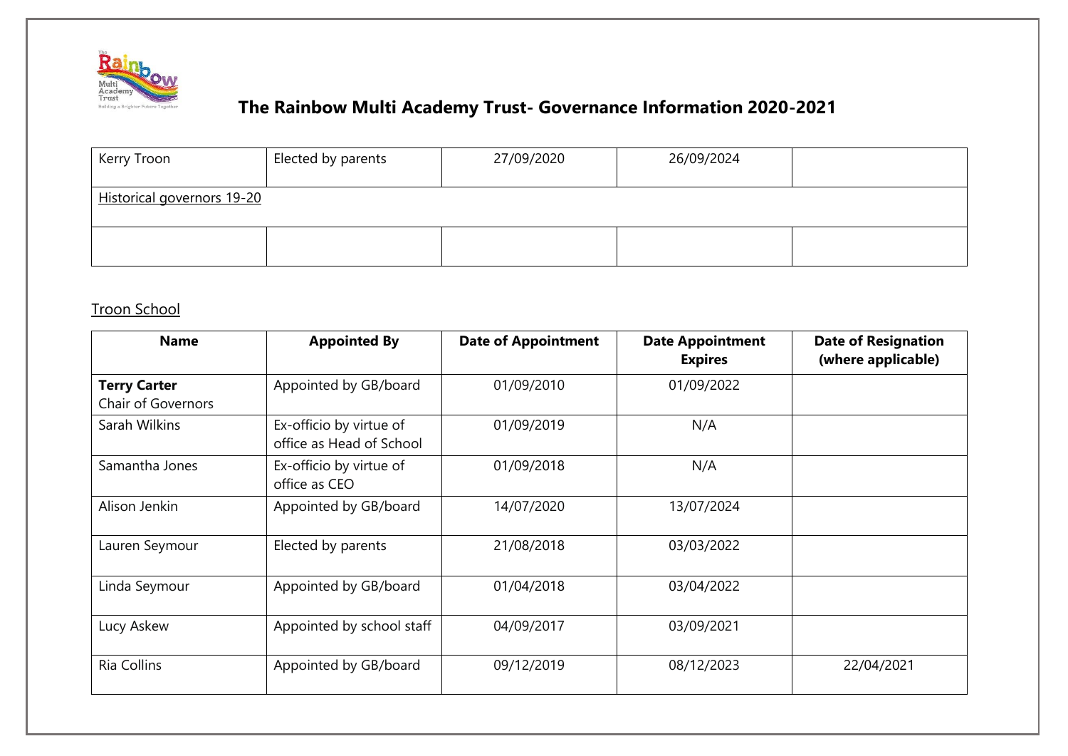# The Rainbow Multi Academy Trust- Governance Information 2020-2021

| | | | | |
|---|---|---|---|---|
| Kerry Troon | Elected by parents | 27/09/2020 | 26/09/2024 | |
| Historical governors 19-20 | | | | |
| | | | | |

Troon School

| Name | Appointed By | Date of Appointment | Date Appointment Expires | Date of Resignation (where applicable) |
|---|---|---|---|---|
| **Terry Carter** Chair of Governors | Appointed by GB/board | 01/09/2010 | 01/09/2022 | |
| Sarah Wilkins | Ex-officio by virtue of office as Head of School | 01/09/2019 | N/A | |
| Samantha Jones | Ex-officio by virtue of office as CEO | 01/09/2018 | N/A | |
| Alison Jenkin | Appointed by GB/board | 14/07/2020 | 13/07/2024 | |
| Lauren Seymour | Elected by parents | 21/08/2018 | 03/03/2022 | |
| Linda Seymour | Appointed by GB/board | 01/04/2018 | 03/04/2022 | |
| Lucy Askew | Appointed by school staff | 04/09/2017 | 03/09/2021 | |
| Ria Collins | Appointed by GB/board | 09/12/2019 | 08/12/2023 | 22/04/2021 |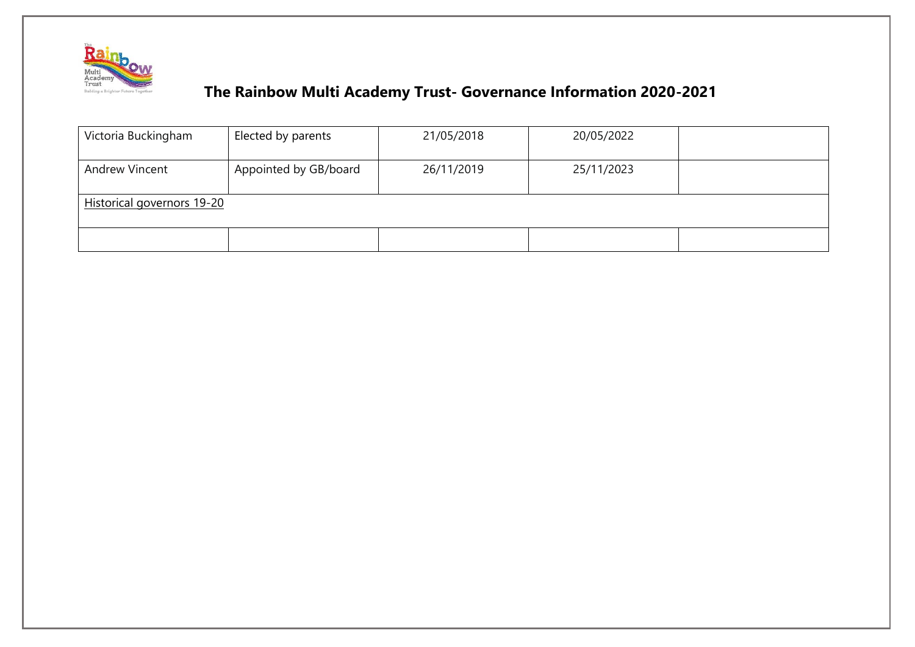# The Rainbow Multi Academy Trust- Governance Information 2020-2021

| | | | | |
|---|---|---|---|---|
| Victoria Buckingham | Elected by parents | 21/05/2018 | 20/05/2022 | |
| Andrew Vincent | Appointed by GB/board | 26/11/2019 | 25/11/2023 | |
| Historical governors 19-20 | | | | |
| | | | | |